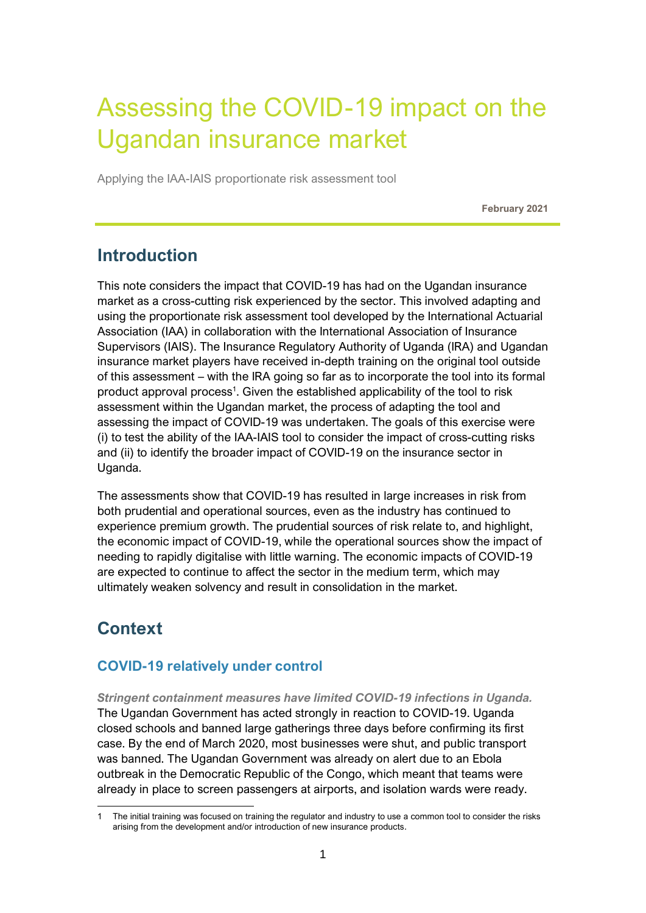# Assessing the COVID-19 impact on the Ugandan insurance market

Applying the IAA-IAIS proportionate risk assessment tool

**February 2021**

## Introduction

This note considers the impact that COVID-19 has had on the Ugandan insurance market as a cross-cutting risk experienced by the sector. This involved adapting and using the proportionate risk assessment tool developed by the International Actuarial Association (IAA) in collaboration with the International Association of Insurance Supervisors (IAIS). The Insurance Regulatory Authority of Uganda (IRA) and Ugandan insurance market players have received in-depth training on the original tool outside of this assessment – with the IRA going so far as to incorporate the tool into its formal product approval process[1]. Given the established applicability of the tool to risk assessment within the Ugandan market, the process of adapting the tool and assessing the impact of COVID-19 was undertaken. The goals of this exercise were (i) to test the ability of the IAA-IAIS tool to consider the impact of cross-cutting risks and (ii) to identify the broader impact of COVID-19 on the insurance sector in Uganda.

The assessments show that COVID-19 has resulted in large increases in risk from both prudential and operational sources, even as the industry has continued to experience premium growth. The prudential sources of risk relate to, and highlight, the economic impact of COVID-19, while the operational sources show the impact of needing to rapidly digitalise with little warning. The economic impacts of COVID-19 are expected to continue to affect the sector in the medium term, which may ultimately weaken solvency and result in consolidation in the market.

## Context

### COVID-19 relatively under control

***Stringent containment measures have limited COVID-19 infections in Uganda.*** The Ugandan Government has acted strongly in reaction to COVID-19. Uganda closed schools and banned large gatherings three days before confirming its first case. By the end of March 2020, most businesses were shut, and public transport was banned. The Ugandan Government was already on alert due to an Ebola outbreak in the Democratic Republic of the Congo, which meant that teams were already in place to screen passengers at airports, and isolation wards were ready.

[1] The initial training was focused on training the regulator and industry to use a common tool to consider the risks arising from the development and/or introduction of new insurance products.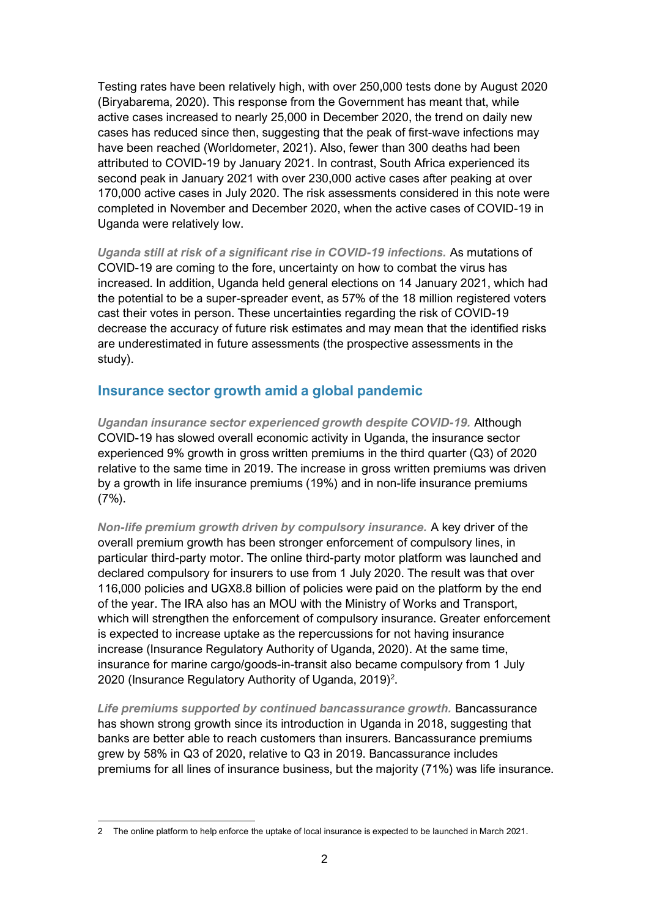Testing rates have been relatively high, with over 250,000 tests done by August 2020 (Biryabarema, 2020). This response from the Government has meant that, while active cases increased to nearly 25,000 in December 2020, the trend on daily new cases has reduced since then, suggesting that the peak of first-wave infections may have been reached (Worldometer, 2021). Also, fewer than 300 deaths had been attributed to COVID-19 by January 2021. In contrast, South Africa experienced its second peak in January 2021 with over 230,000 active cases after peaking at over 170,000 active cases in July 2020. The risk assessments considered in this note were completed in November and December 2020, when the active cases of COVID-19 in Uganda were relatively low.

*Uganda still at risk of a significant rise in COVID-19 infections.* As mutations of COVID-19 are coming to the fore, uncertainty on how to combat the virus has increased. In addition, Uganda held general elections on 14 January 2021, which had the potential to be a super-spreader event, as 57% of the 18 million registered voters cast their votes in person. These uncertainties regarding the risk of COVID-19 decrease the accuracy of future risk estimates and may mean that the identified risks are underestimated in future assessments (the prospective assessments in the study).

## Insurance sector growth amid a global pandemic

*Ugandan insurance sector experienced growth despite COVID-19.* Although COVID-19 has slowed overall economic activity in Uganda, the insurance sector experienced 9% growth in gross written premiums in the third quarter (Q3) of 2020 relative to the same time in 2019. The increase in gross written premiums was driven by a growth in life insurance premiums (19%) and in non-life insurance premiums (7%).

*Non-life premium growth driven by compulsory insurance.* A key driver of the overall premium growth has been stronger enforcement of compulsory lines, in particular third-party motor. The online third-party motor platform was launched and declared compulsory for insurers to use from 1 July 2020. The result was that over 116,000 policies and UGX8.8 billion of policies were paid on the platform by the end of the year. The IRA also has an MOU with the Ministry of Works and Transport, which will strengthen the enforcement of compulsory insurance. Greater enforcement is expected to increase uptake as the repercussions for not having insurance increase (Insurance Regulatory Authority of Uganda, 2020). At the same time, insurance for marine cargo/goods-in-transit also became compulsory from 1 July 2020 (Insurance Regulatory Authority of Uganda, 2019)[2].

*Life premiums supported by continued bancassurance growth.* Bancassurance has shown strong growth since its introduction in Uganda in 2018, suggesting that banks are better able to reach customers than insurers. Bancassurance premiums grew by 58% in Q3 of 2020, relative to Q3 in 2019. Bancassurance includes premiums for all lines of insurance business, but the majority (71%) was life insurance.

---

2 The online platform to help enforce the uptake of local insurance is expected to be launched in March 2021.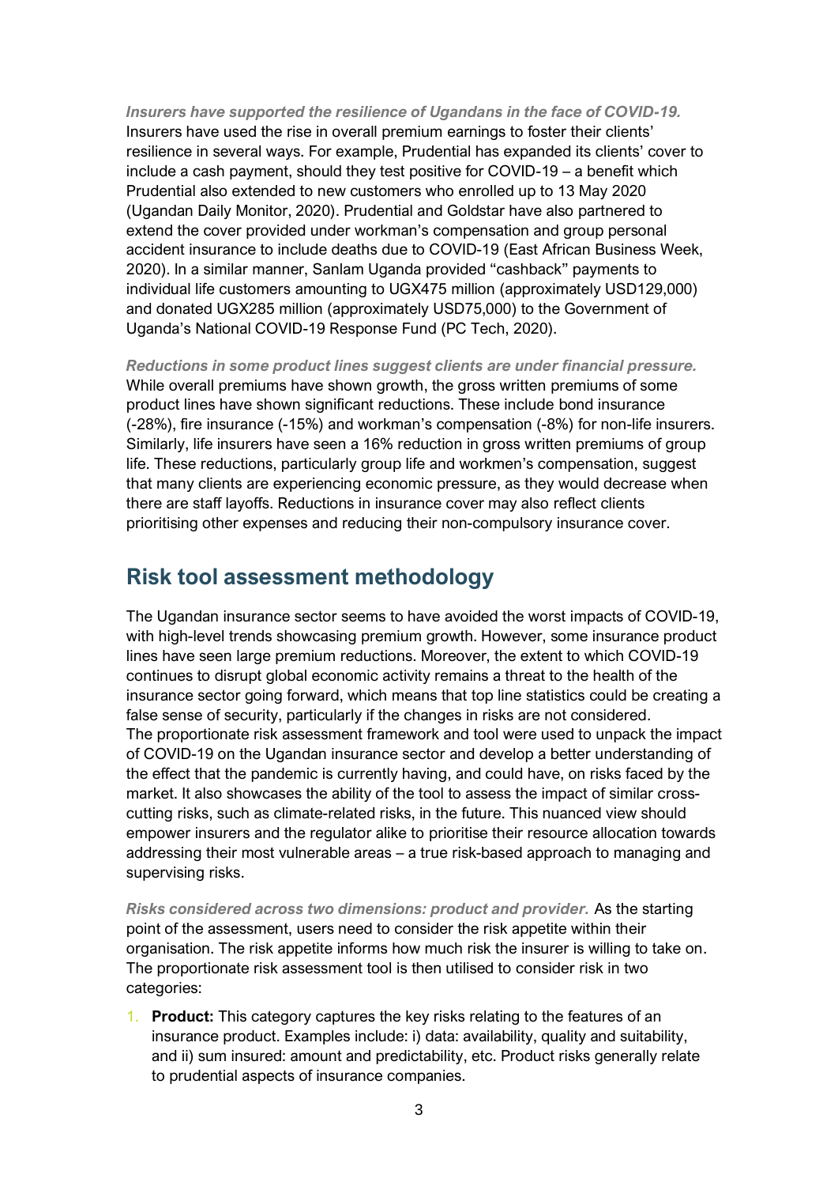***Insurers have supported the resilience of Ugandans in the face of COVID-19.*** Insurers have used the rise in overall premium earnings to foster their clients' resilience in several ways. For example, Prudential has expanded its clients' cover to include a cash payment, should they test positive for COVID-19 – a benefit which Prudential also extended to new customers who enrolled up to 13 May 2020 (Ugandan Daily Monitor, 2020). Prudential and Goldstar have also partnered to extend the cover provided under workman's compensation and group personal accident insurance to include deaths due to COVID-19 (East African Business Week, 2020). In a similar manner, Sanlam Uganda provided "cashback" payments to individual life customers amounting to UGX475 million (approximately USD129,000) and donated UGX285 million (approximately USD75,000) to the Government of Uganda's National COVID-19 Response Fund (PC Tech, 2020).

***Reductions in some product lines suggest clients are under financial pressure.*** While overall premiums have shown growth, the gross written premiums of some product lines have shown significant reductions. These include bond insurance (-28%), fire insurance (-15%) and workman's compensation (-8%) for non-life insurers. Similarly, life insurers have seen a 16% reduction in gross written premiums of group life. These reductions, particularly group life and workmen's compensation, suggest that many clients are experiencing economic pressure, as they would decrease when there are staff layoffs. Reductions in insurance cover may also reflect clients prioritising other expenses and reducing their non-compulsory insurance cover.

## Risk tool assessment methodology

The Ugandan insurance sector seems to have avoided the worst impacts of COVID-19, with high-level trends showcasing premium growth. However, some insurance product lines have seen large premium reductions. Moreover, the extent to which COVID-19 continues to disrupt global economic activity remains a threat to the health of the insurance sector going forward, which means that top line statistics could be creating a false sense of security, particularly if the changes in risks are not considered. The proportionate risk assessment framework and tool were used to unpack the impact of COVID-19 on the Ugandan insurance sector and develop a better understanding of the effect that the pandemic is currently having, and could have, on risks faced by the market. It also showcases the ability of the tool to assess the impact of similar cross-cutting risks, such as climate-related risks, in the future. This nuanced view should empower insurers and the regulator alike to prioritise their resource allocation towards addressing their most vulnerable areas – a true risk-based approach to managing and supervising risks.

***Risks considered across two dimensions: product and provider.*** As the starting point of the assessment, users need to consider the risk appetite within their organisation. The risk appetite informs how much risk the insurer is willing to take on. The proportionate risk assessment tool is then utilised to consider risk in two categories:

1. **Product:** This category captures the key risks relating to the features of an insurance product. Examples include: i) data: availability, quality and suitability, and ii) sum insured: amount and predictability, etc. Product risks generally relate to prudential aspects of insurance companies.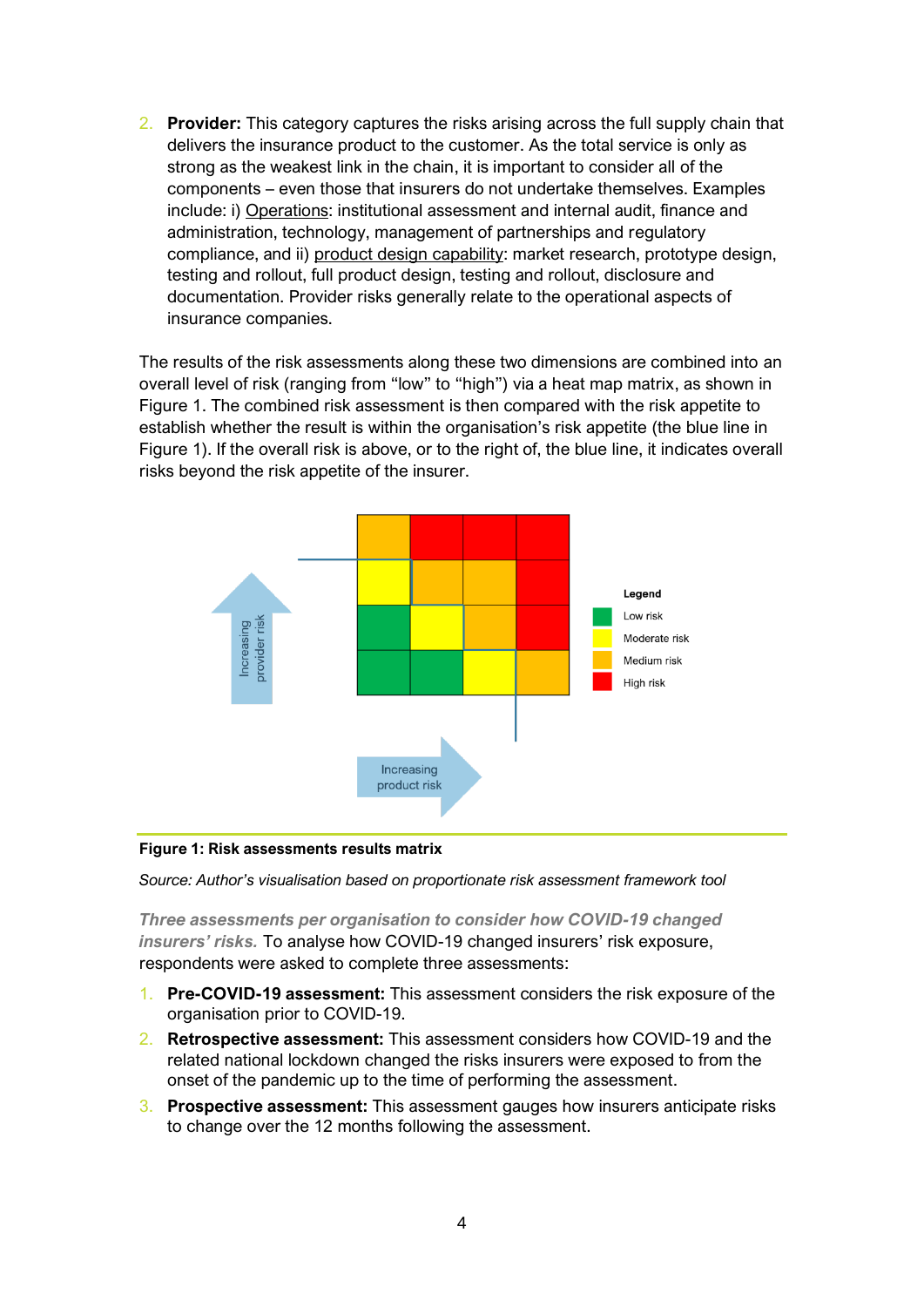2. **Provider:** This category captures the risks arising across the full supply chain that delivers the insurance product to the customer. As the total service is only as strong as the weakest link in the chain, it is important to consider all of the components – even those that insurers do not undertake themselves. Examples include: i) Operations: institutional assessment and internal audit, finance and administration, technology, management of partnerships and regulatory compliance, and ii) product design capability: market research, prototype design, testing and rollout, full product design, testing and rollout, disclosure and documentation. Provider risks generally relate to the operational aspects of insurance companies.

The results of the risk assessments along these two dimensions are combined into an overall level of risk (ranging from "low" to "high") via a heat map matrix, as shown in Figure 1. The combined risk assessment is then compared with the risk appetite to establish whether the result is within the organisation's risk appetite (the blue line in Figure 1). If the overall risk is above, or to the right of, the blue line, it indicates overall risks beyond the risk appetite of the insurer.

**Figure 1: Risk assessments results matrix**

*Source: Author's visualisation based on proportionate risk assessment framework tool*

***Three assessments per organisation to consider how COVID-19 changed insurers' risks.*** To analyse how COVID-19 changed insurers' risk exposure, respondents were asked to complete three assessments:

1. **Pre-COVID-19 assessment:** This assessment considers the risk exposure of the organisation prior to COVID-19.
2. **Retrospective assessment:** This assessment considers how COVID-19 and the related national lockdown changed the risks insurers were exposed to from the onset of the pandemic up to the time of performing the assessment.
3. **Prospective assessment:** This assessment gauges how insurers anticipate risks to change over the 12 months following the assessment.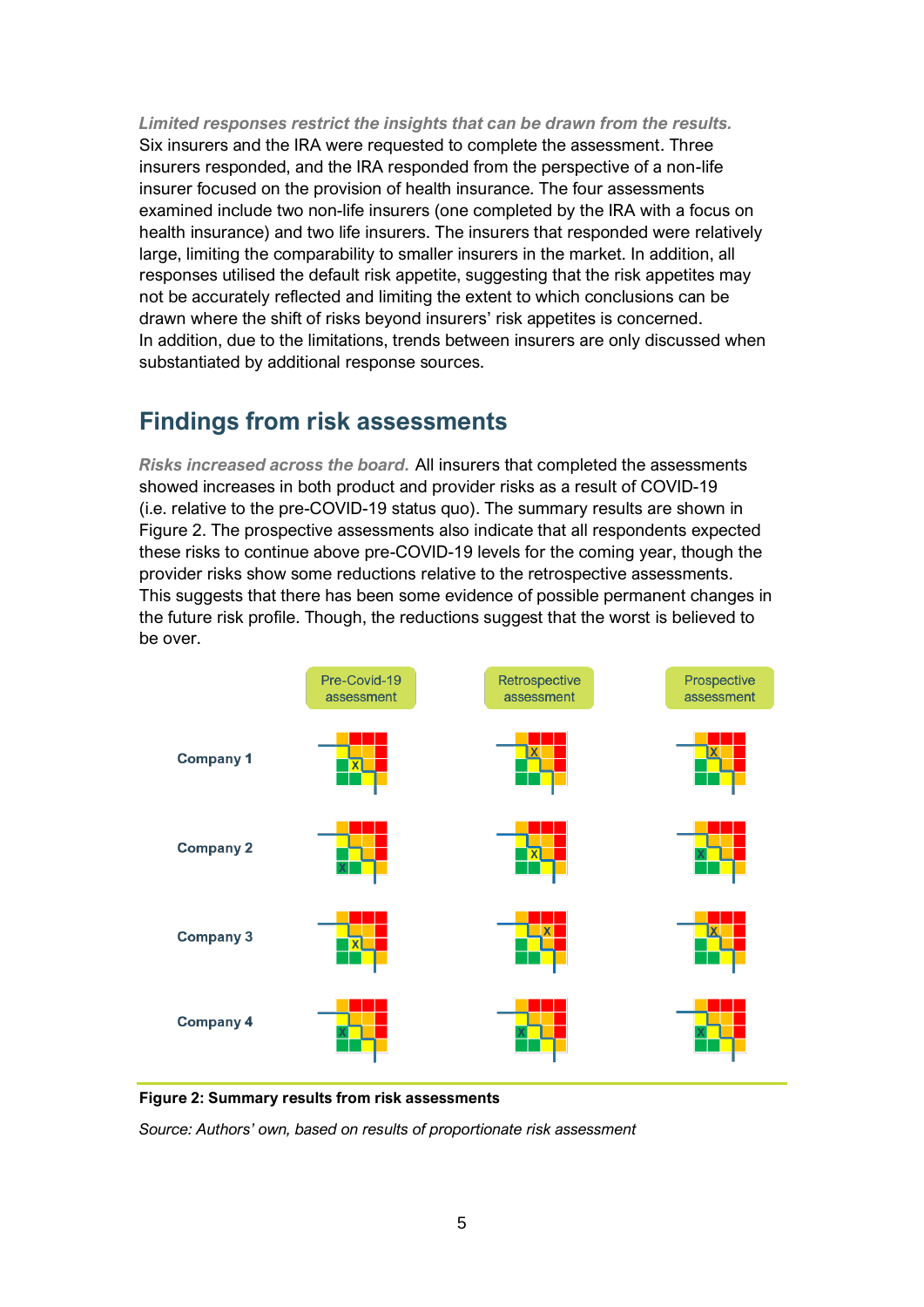*Limited responses restrict the insights that can be drawn from the results.* Six insurers and the IRA were requested to complete the assessment. Three insurers responded, and the IRA responded from the perspective of a non-life insurer focused on the provision of health insurance. The four assessments examined include two non-life insurers (one completed by the IRA with a focus on health insurance) and two life insurers. The insurers that responded were relatively large, limiting the comparability to smaller insurers in the market. In addition, all responses utilised the default risk appetite, suggesting that the risk appetites may not be accurately reflected and limiting the extent to which conclusions can be drawn where the shift of risks beyond insurers' risk appetites is concerned. In addition, due to the limitations, trends between insurers are only discussed when substantiated by additional response sources.

## Findings from risk assessments

*Risks increased across the board.* All insurers that completed the assessments showed increases in both product and provider risks as a result of COVID-19 (i.e. relative to the pre-COVID-19 status quo). The summary results are shown in Figure 2. The prospective assessments also indicate that all respondents expected these risks to continue above pre-COVID-19 levels for the coming year, though the provider risks show some reductions relative to the retrospective assessments. This suggests that there has been some evidence of possible permanent changes in the future risk profile. Though, the reductions suggest that the worst is believed to be over.

| | Pre-Covid-19 assessment | Retrospective assessment | Prospective assessment |
|---|---|---|---|
| Company 1 | | | |
| Company 2 | | | |
| Company 3 | | | |
| Company 4 | | | |

**Figure 2: Summary results from risk assessments**

*Source: Authors' own, based on results of proportionate risk assessment*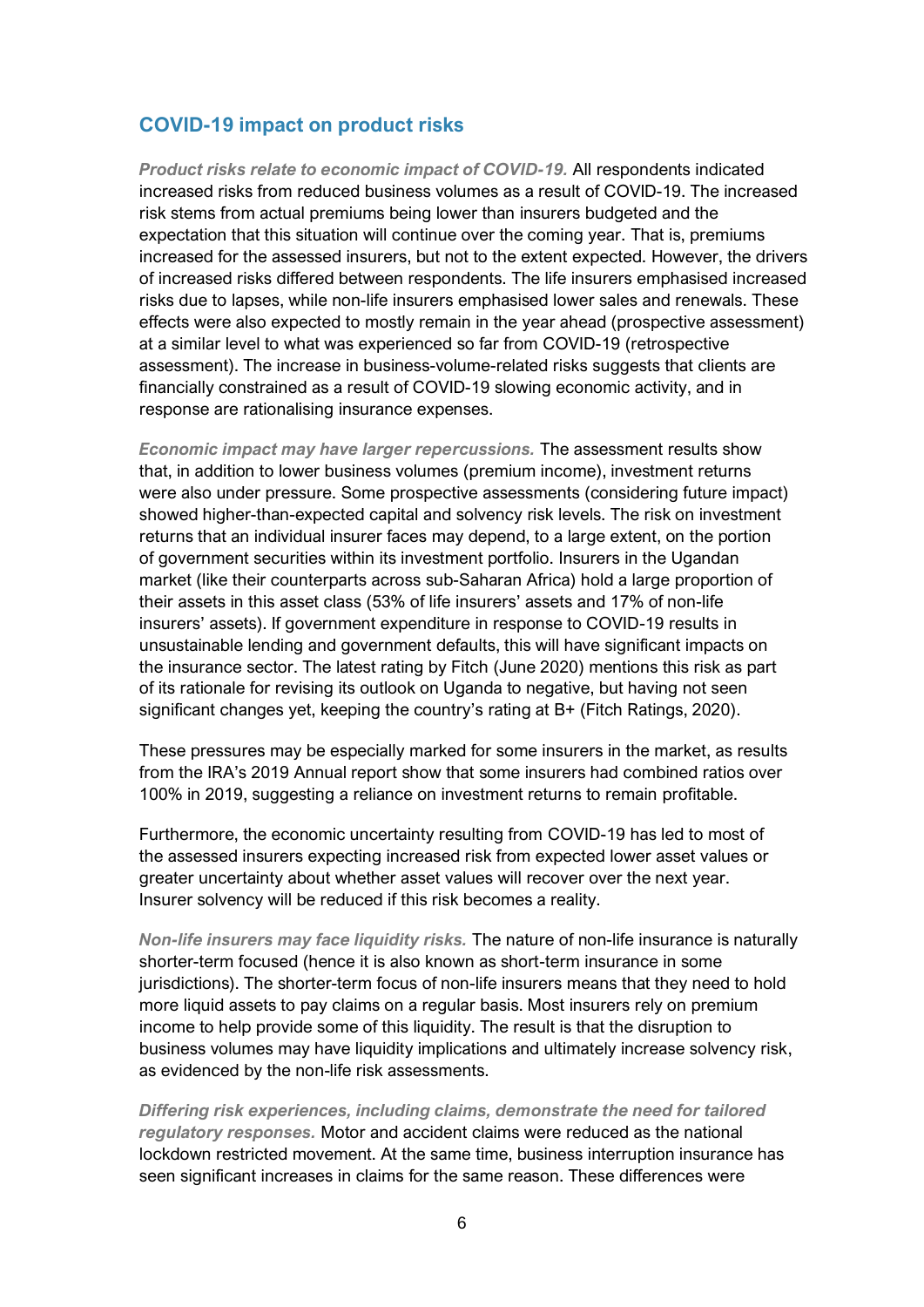## COVID-19 impact on product risks

***Product risks relate to economic impact of COVID-19.*** All respondents indicated increased risks from reduced business volumes as a result of COVID-19. The increased risk stems from actual premiums being lower than insurers budgeted and the expectation that this situation will continue over the coming year. That is, premiums increased for the assessed insurers, but not to the extent expected. However, the drivers of increased risks differed between respondents. The life insurers emphasised increased risks due to lapses, while non-life insurers emphasised lower sales and renewals. These effects were also expected to mostly remain in the year ahead (prospective assessment) at a similar level to what was experienced so far from COVID-19 (retrospective assessment). The increase in business-volume-related risks suggests that clients are financially constrained as a result of COVID-19 slowing economic activity, and in response are rationalising insurance expenses.

***Economic impact may have larger repercussions.*** The assessment results show that, in addition to lower business volumes (premium income), investment returns were also under pressure. Some prospective assessments (considering future impact) showed higher-than-expected capital and solvency risk levels. The risk on investment returns that an individual insurer faces may depend, to a large extent, on the portion of government securities within its investment portfolio. Insurers in the Ugandan market (like their counterparts across sub-Saharan Africa) hold a large proportion of their assets in this asset class (53% of life insurers' assets and 17% of non-life insurers' assets). If government expenditure in response to COVID-19 results in unsustainable lending and government defaults, this will have significant impacts on the insurance sector. The latest rating by Fitch (June 2020) mentions this risk as part of its rationale for revising its outlook on Uganda to negative, but having not seen significant changes yet, keeping the country's rating at B+ (Fitch Ratings, 2020).

These pressures may be especially marked for some insurers in the market, as results from the IRA's 2019 Annual report show that some insurers had combined ratios over 100% in 2019, suggesting a reliance on investment returns to remain profitable.

Furthermore, the economic uncertainty resulting from COVID-19 has led to most of the assessed insurers expecting increased risk from expected lower asset values or greater uncertainty about whether asset values will recover over the next year. Insurer solvency will be reduced if this risk becomes a reality.

***Non-life insurers may face liquidity risks.*** The nature of non-life insurance is naturally shorter-term focused (hence it is also known as short-term insurance in some jurisdictions). The shorter-term focus of non-life insurers means that they need to hold more liquid assets to pay claims on a regular basis. Most insurers rely on premium income to help provide some of this liquidity. The result is that the disruption to business volumes may have liquidity implications and ultimately increase solvency risk, as evidenced by the non-life risk assessments.

***Differing risk experiences, including claims, demonstrate the need for tailored regulatory responses.*** Motor and accident claims were reduced as the national lockdown restricted movement. At the same time, business interruption insurance has seen significant increases in claims for the same reason. These differences were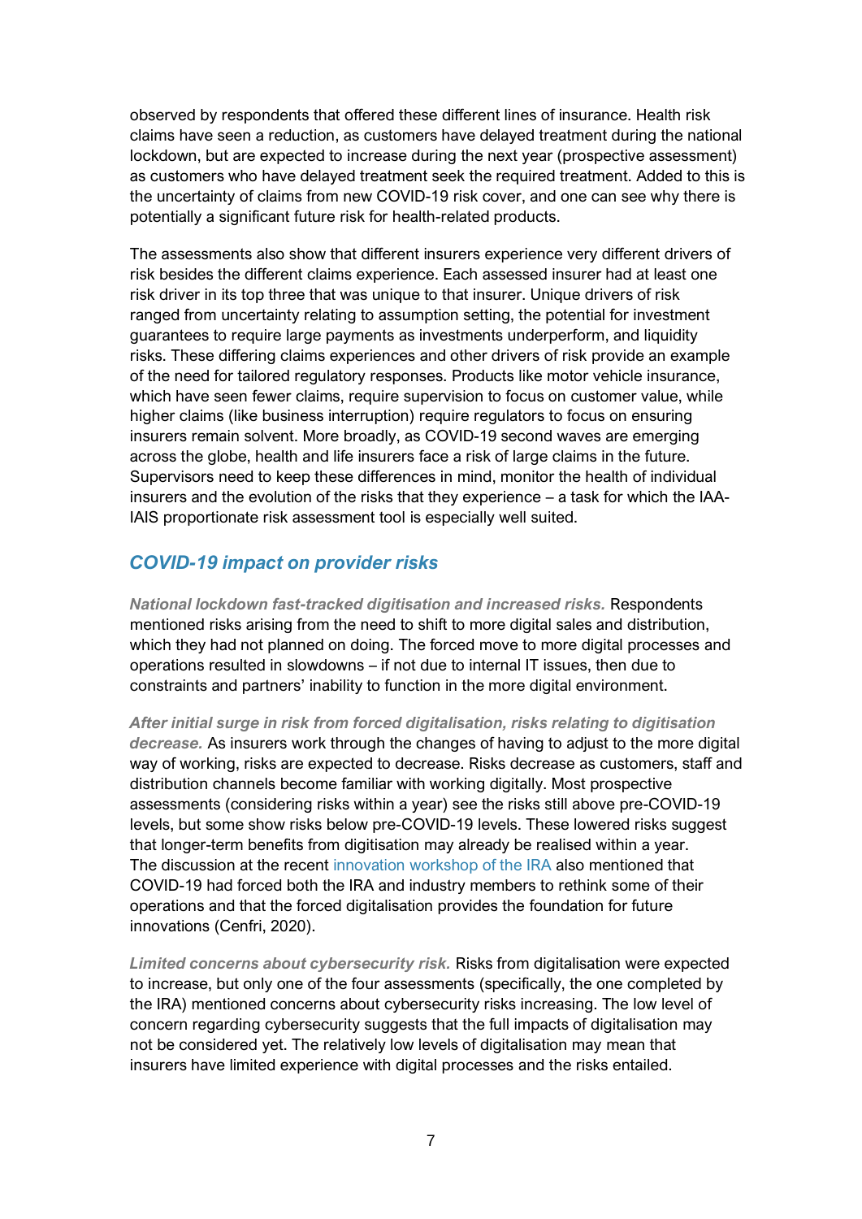observed by respondents that offered these different lines of insurance. Health risk claims have seen a reduction, as customers have delayed treatment during the national lockdown, but are expected to increase during the next year (prospective assessment) as customers who have delayed treatment seek the required treatment. Added to this is the uncertainty of claims from new COVID-19 risk cover, and one can see why there is potentially a significant future risk for health-related products.

The assessments also show that different insurers experience very different drivers of risk besides the different claims experience. Each assessed insurer had at least one risk driver in its top three that was unique to that insurer. Unique drivers of risk ranged from uncertainty relating to assumption setting, the potential for investment guarantees to require large payments as investments underperform, and liquidity risks. These differing claims experiences and other drivers of risk provide an example of the need for tailored regulatory responses. Products like motor vehicle insurance, which have seen fewer claims, require supervision to focus on customer value, while higher claims (like business interruption) require regulators to focus on ensuring insurers remain solvent. More broadly, as COVID-19 second waves are emerging across the globe, health and life insurers face a risk of large claims in the future. Supervisors need to keep these differences in mind, monitor the health of individual insurers and the evolution of the risks that they experience – a task for which the IAA-IAIS proportionate risk assessment tool is especially well suited.

## COVID-19 impact on provider risks

***National lockdown fast-tracked digitisation and increased risks.*** Respondents mentioned risks arising from the need to shift to more digital sales and distribution, which they had not planned on doing. The forced move to more digital processes and operations resulted in slowdowns – if not due to internal IT issues, then due to constraints and partners' inability to function in the more digital environment.

***After initial surge in risk from forced digitalisation, risks relating to digitisation decrease.*** As insurers work through the changes of having to adjust to the more digital way of working, risks are expected to decrease. Risks decrease as customers, staff and distribution channels become familiar with working digitally. Most prospective assessments (considering risks within a year) see the risks still above pre-COVID-19 levels, but some show risks below pre-COVID-19 levels. These lowered risks suggest that longer-term benefits from digitisation may already be realised within a year. The discussion at the recent innovation workshop of the IRA also mentioned that COVID-19 had forced both the IRA and industry members to rethink some of their operations and that the forced digitalisation provides the foundation for future innovations (Cenfri, 2020).

***Limited concerns about cybersecurity risk.*** Risks from digitalisation were expected to increase, but only one of the four assessments (specifically, the one completed by the IRA) mentioned concerns about cybersecurity risks increasing. The low level of concern regarding cybersecurity suggests that the full impacts of digitalisation may not be considered yet. The relatively low levels of digitalisation may mean that insurers have limited experience with digital processes and the risks entailed.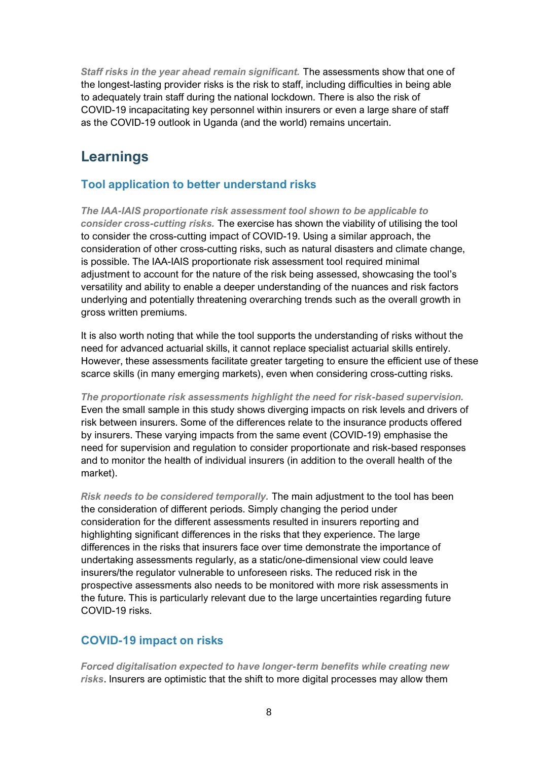***Staff risks in the year ahead remain significant.*** The assessments show that one of the longest-lasting provider risks is the risk to staff, including difficulties in being able to adequately train staff during the national lockdown. There is also the risk of COVID-19 incapacitating key personnel within insurers or even a large share of staff as the COVID-19 outlook in Uganda (and the world) remains uncertain.

## Learnings

### Tool application to better understand risks

***The IAA-IAIS proportionate risk assessment tool shown to be applicable to consider cross-cutting risks.*** The exercise has shown the viability of utilising the tool to consider the cross-cutting impact of COVID-19. Using a similar approach, the consideration of other cross-cutting risks, such as natural disasters and climate change, is possible. The IAA-IAIS proportionate risk assessment tool required minimal adjustment to account for the nature of the risk being assessed, showcasing the tool's versatility and ability to enable a deeper understanding of the nuances and risk factors underlying and potentially threatening overarching trends such as the overall growth in gross written premiums.

It is also worth noting that while the tool supports the understanding of risks without the need for advanced actuarial skills, it cannot replace specialist actuarial skills entirely. However, these assessments facilitate greater targeting to ensure the efficient use of these scarce skills (in many emerging markets), even when considering cross-cutting risks.

***The proportionate risk assessments highlight the need for risk-based supervision.*** Even the small sample in this study shows diverging impacts on risk levels and drivers of risk between insurers. Some of the differences relate to the insurance products offered by insurers. These varying impacts from the same event (COVID-19) emphasise the need for supervision and regulation to consider proportionate and risk-based responses and to monitor the health of individual insurers (in addition to the overall health of the market).

***Risk needs to be considered temporally.*** The main adjustment to the tool has been the consideration of different periods. Simply changing the period under consideration for the different assessments resulted in insurers reporting and highlighting significant differences in the risks that they experience. The large differences in the risks that insurers face over time demonstrate the importance of undertaking assessments regularly, as a static/one-dimensional view could leave insurers/the regulator vulnerable to unforeseen risks. The reduced risk in the prospective assessments also needs to be monitored with more risk assessments in the future. This is particularly relevant due to the large uncertainties regarding future COVID-19 risks.

### COVID-19 impact on risks

***Forced digitalisation expected to have longer-term benefits while creating new risks***. Insurers are optimistic that the shift to more digital processes may allow them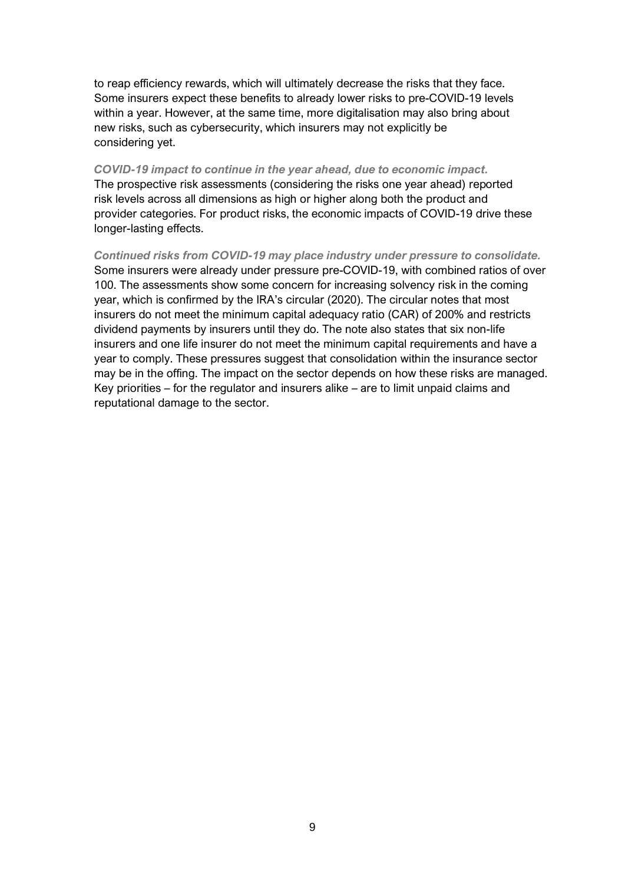to reap efficiency rewards, which will ultimately decrease the risks that they face. Some insurers expect these benefits to already lower risks to pre-COVID-19 levels within a year. However, at the same time, more digitalisation may also bring about new risks, such as cybersecurity, which insurers may not explicitly be considering yet.

***COVID-19 impact to continue in the year ahead, due to economic impact.*** The prospective risk assessments (considering the risks one year ahead) reported risk levels across all dimensions as high or higher along both the product and provider categories. For product risks, the economic impacts of COVID-19 drive these longer-lasting effects.

***Continued risks from COVID-19 may place industry under pressure to consolidate.*** Some insurers were already under pressure pre-COVID-19, with combined ratios of over 100. The assessments show some concern for increasing solvency risk in the coming year, which is confirmed by the IRA's circular (2020). The circular notes that most insurers do not meet the minimum capital adequacy ratio (CAR) of 200% and restricts dividend payments by insurers until they do. The note also states that six non-life insurers and one life insurer do not meet the minimum capital requirements and have a year to comply. These pressures suggest that consolidation within the insurance sector may be in the offing. The impact on the sector depends on how these risks are managed. Key priorities – for the regulator and insurers alike – are to limit unpaid claims and reputational damage to the sector.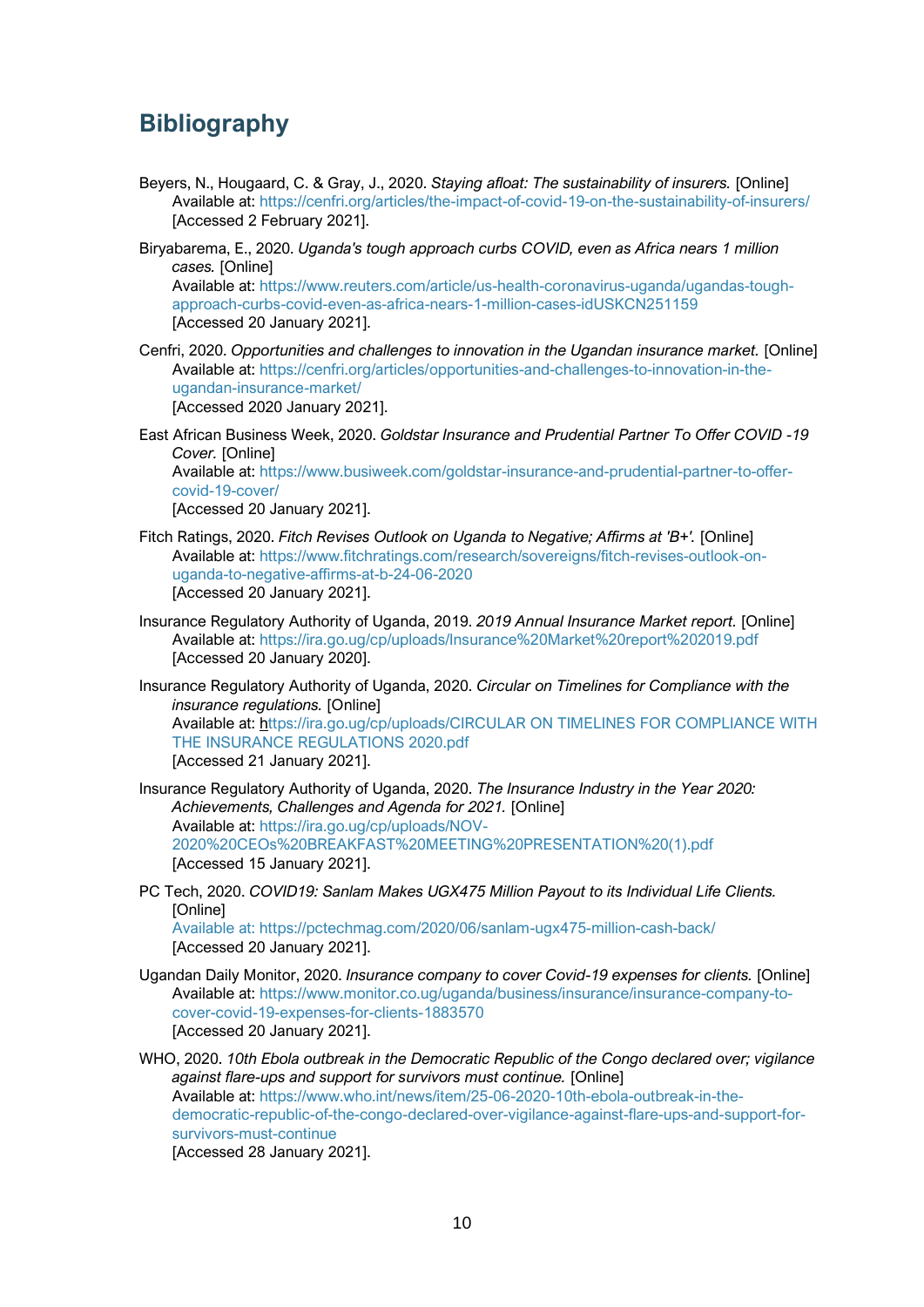## Bibliography

Beyers, N., Hougaard, C. & Gray, J., 2020. *Staying afloat: The sustainability of insurers.* [Online] Available at: https://cenfri.org/articles/the-impact-of-covid-19-on-the-sustainability-of-insurers/ [Accessed 2 February 2021].

Biryabarema, E., 2020. *Uganda's tough approach curbs COVID, even as Africa nears 1 million cases.* [Online] Available at: https://www.reuters.com/article/us-health-coronavirus-uganda/ugandas-tough-approach-curbs-covid-even-as-africa-nears-1-million-cases-idUSKCN251159 [Accessed 20 January 2021].

Cenfri, 2020. *Opportunities and challenges to innovation in the Ugandan insurance market.* [Online] Available at: https://cenfri.org/articles/opportunities-and-challenges-to-innovation-in-the-ugandan-insurance-market/ [Accessed 2020 January 2021].

East African Business Week, 2020. *Goldstar Insurance and Prudential Partner To Offer COVID -19 Cover.* [Online] Available at: https://www.busiweek.com/goldstar-insurance-and-prudential-partner-to-offer-covid-19-cover/ [Accessed 20 January 2021].

Fitch Ratings, 2020. *Fitch Revises Outlook on Uganda to Negative; Affirms at 'B+'.* [Online] Available at: https://www.fitchratings.com/research/sovereigns/fitch-revises-outlook-on-uganda-to-negative-affirms-at-b-24-06-2020 [Accessed 20 January 2021].

Insurance Regulatory Authority of Uganda, 2019. *2019 Annual Insurance Market report.* [Online] Available at: https://ira.go.ug/cp/uploads/Insurance%20Market%20report%202019.pdf [Accessed 20 January 2020].

Insurance Regulatory Authority of Uganda, 2020. *Circular on Timelines for Compliance with the insurance regulations.* [Online] Available at: https://ira.go.ug/cp/uploads/CIRCULAR ON TIMELINES FOR COMPLIANCE WITH THE INSURANCE REGULATIONS 2020.pdf [Accessed 21 January 2021].

Insurance Regulatory Authority of Uganda, 2020. *The Insurance Industry in the Year 2020: Achievements, Challenges and Agenda for 2021.* [Online] Available at: https://ira.go.ug/cp/uploads/NOV-2020%20CEOs%20BREAKFAST%20MEETING%20PRESENTATION%20(1).pdf [Accessed 15 January 2021].

PC Tech, 2020. *COVID19: Sanlam Makes UGX475 Million Payout to its Individual Life Clients.* [Online] Available at: https://pctechmag.com/2020/06/sanlam-ugx475-million-cash-back/ [Accessed 20 January 2021].

Ugandan Daily Monitor, 2020. *Insurance company to cover Covid-19 expenses for clients.* [Online] Available at: https://www.monitor.co.ug/uganda/business/insurance/insurance-company-to-cover-covid-19-expenses-for-clients-1883570 [Accessed 20 January 2021].

WHO, 2020. *10th Ebola outbreak in the Democratic Republic of the Congo declared over; vigilance against flare-ups and support for survivors must continue.* [Online] Available at: https://www.who.int/news/item/25-06-2020-10th-ebola-outbreak-in-the-democratic-republic-of-the-congo-declared-over-vigilance-against-flare-ups-and-support-for-survivors-must-continue [Accessed 28 January 2021].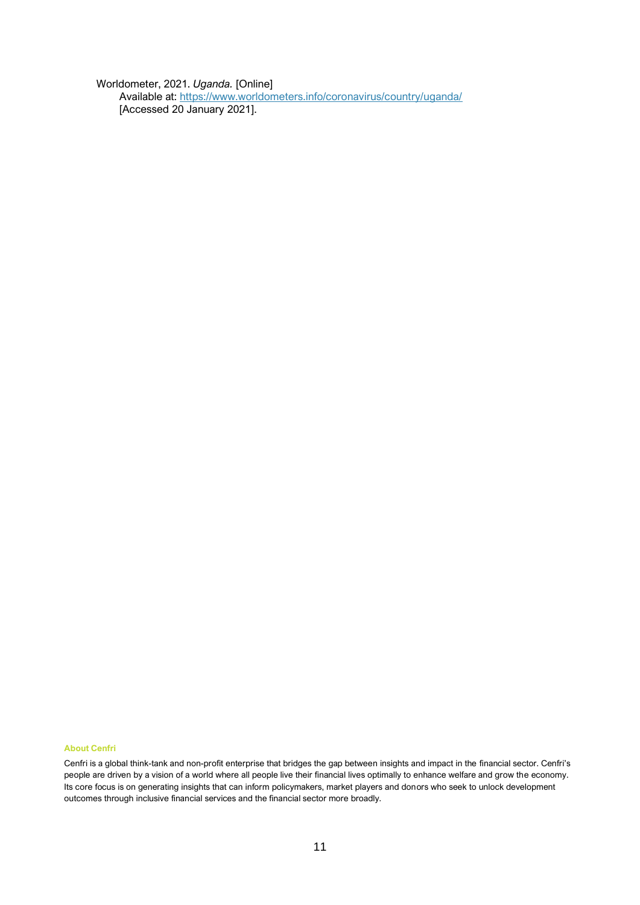Worldometer, 2021. *Uganda.* [Online]
Available at: https://www.worldometers.info/coronavirus/country/uganda/
[Accessed 20 January 2021].

**About Cenfri**

Cenfri is a global think-tank and non-profit enterprise that bridges the gap between insights and impact in the financial sector. Cenfri's people are driven by a vision of a world where all people live their financial lives optimally to enhance welfare and grow the economy. Its core focus is on generating insights that can inform policymakers, market players and donors who seek to unlock development outcomes through inclusive financial services and the financial sector more broadly.